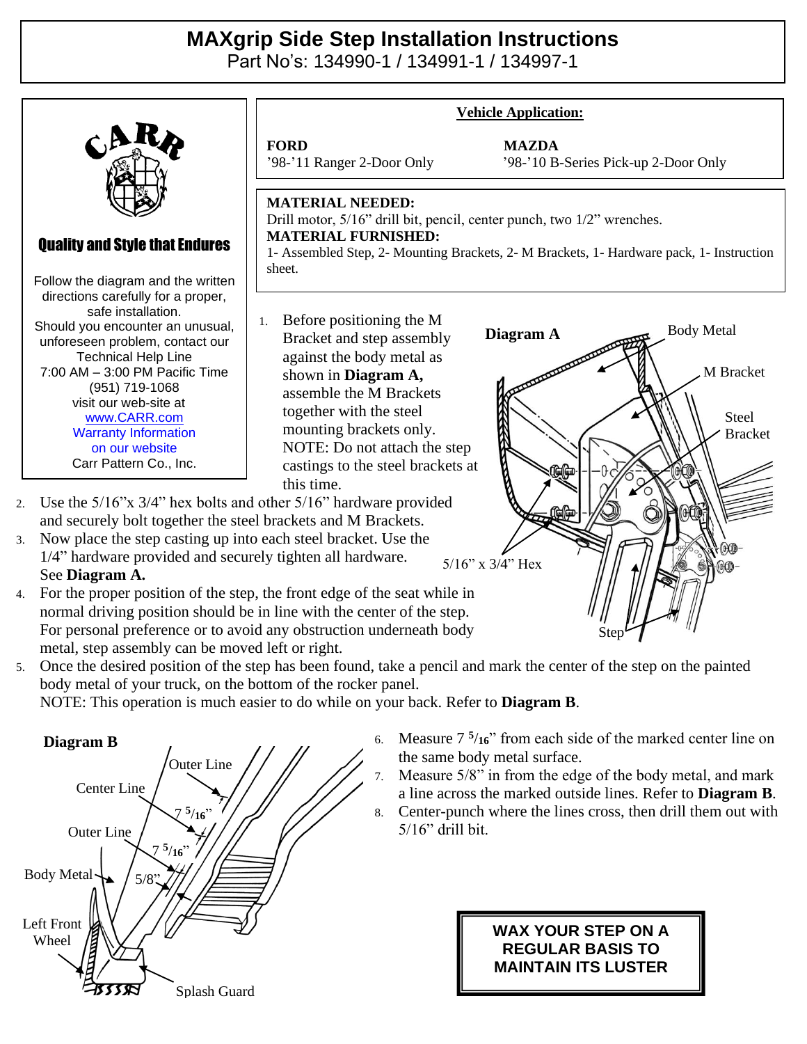# MAXgrip Side Step Installation Instructions

Part No's: 134990-1 / 134991-1 / 134997-1

CARR

**Quality and Style that Endures**

Follow the diagram and the written directions carefully for a proper, safe installation.
Should you encounter an unusual, unforeseen problem, contact our Technical Help Line
7:00 AM – 3:00 PM Pacific Time
(951) 719-1068
visit our web-site at
www.CARR.com
Warranty Information on our website
Carr Pattern Co., Inc.

**Vehicle Application:**

| FORD | MAZDA |
|---|---|
| '98-'11 Ranger 2-Door Only | '98-'10 B-Series Pick-up 2-Door Only |

**MATERIAL NEEDED:**
Drill motor, 5/16" drill bit, pencil, center punch, two 1/2" wrenches.
**MATERIAL FURNISHED:**
1- Assembled Step, 2- Mounting Brackets, 2- M Brackets, 1- Hardware pack, 1- Instruction sheet.

1. Before positioning the M Bracket and step assembly against the body metal as shown in **Diagram A,** assemble the M Brackets together with the steel mounting brackets only. NOTE: Do not attach the step castings to the steel brackets at this time.
2. Use the 5/16"x 3/4" hex bolts and other 5/16" hardware provided and securely bolt together the steel brackets and M Brackets.
3. Now place the step casting up into each steel bracket. Use the 1/4" hardware provided and securely tighten all hardware. See **Diagram A.**
4. For the proper position of the step, the front edge of the seat while in normal driving position should be in line with the center of the step. For personal preference or to avoid any obstruction underneath body metal, step assembly can be moved left or right.
5. Once the desired position of the step has been found, take a pencil and mark the center of the step on the painted body metal of your truck, on the bottom of the rocker panel.
   NOTE: This operation is much easier to do while on your back. Refer to **Diagram B**.
6. Measure 7 5/16" from each side of the marked center line on the same body metal surface.
7. Measure 5/8" in from the edge of the body metal, and mark a line across the marked outside lines. Refer to **Diagram B**.
8. Center-punch where the lines cross, then drill them out with 5/16" drill bit.

**Diagram A**

Body Metal, M Bracket, Steel Bracket, 5/16" x 3/4" Hex, Step

**Diagram B**

Outer Line, Center Line, 7 5/16", Outer Line, 7 5/16", Body Metal, 5/8", Left Front Wheel, Splash Guard

**WAX YOUR STEP ON A REGULAR BASIS TO MAINTAIN ITS LUSTER**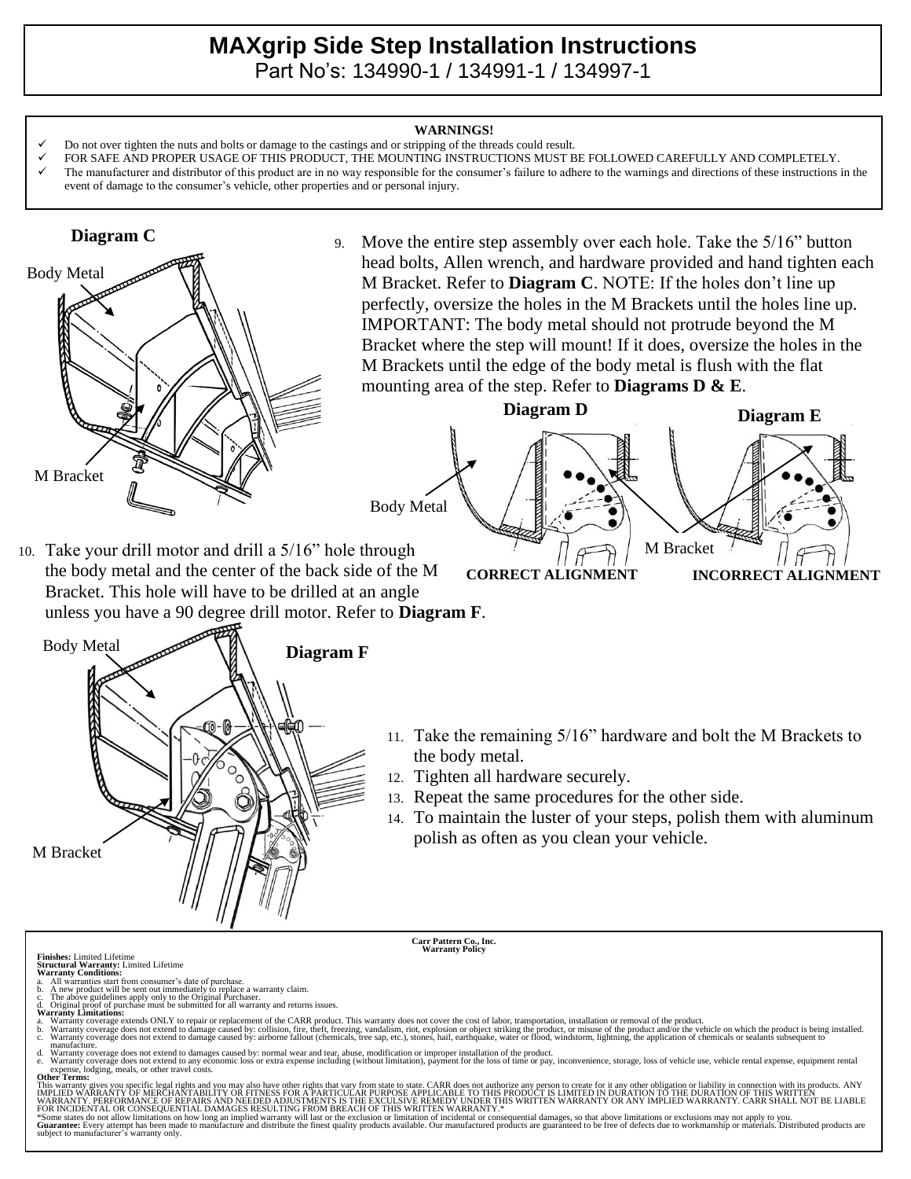# MAXgrip Side Step Installation Instructions

Part No's: 134990-1 / 134991-1 / 134997-1

**WARNINGS!**

- ✓ Do not over tighten the nuts and bolts or damage to the castings and or stripping of the threads could result.
- ✓ FOR SAFE AND PROPER USAGE OF THIS PRODUCT, THE MOUNTING INSTRUCTIONS MUST BE FOLLOWED CAREFULLY AND COMPLETELY.
- ✓ The manufacturer and distributor of this product are in no way responsible for the consumer's failure to adhere to the warnings and directions of these instructions in the event of damage to the consumer's vehicle, other properties and or personal injury.

**Diagram C**

Body Metal

M Bracket

9. Move the entire step assembly over each hole. Take the 5/16" button head bolts, Allen wrench, and hardware provided and hand tighten each M Bracket. Refer to **Diagram C**. NOTE: If the holes don't line up perfectly, oversize the holes in the M Brackets until the holes line up. IMPORTANT: The body metal should not protrude beyond the M Bracket where the step will mount! If it does, oversize the holes in the M Brackets until the edge of the body metal is flush with the flat mounting area of the step. Refer to **Diagrams D & E**.

**Diagram D**

**Diagram E**

Body Metal

M Bracket

**CORRECT ALIGNMENT**

**INCORRECT ALIGNMENT**

10. Take your drill motor and drill a 5/16" hole through the body metal and the center of the back side of the M Bracket. This hole will have to be drilled at an angle unless you have a 90 degree drill motor. Refer to **Diagram F**.

Body Metal

**Diagram F**

M Bracket

11. Take the remaining 5/16" hardware and bolt the M Brackets to the body metal.
12. Tighten all hardware securely.
13. Repeat the same procedures for the other side.
14. To maintain the luster of your steps, polish them with aluminum polish as often as you clean your vehicle.

**Carr Pattern Co., Inc.**
**Warranty Policy**

**Finishes:** Limited Lifetime
**Structural Warranty:** Limited Lifetime
**Warranty Conditions:**

a. All warranties start from consumer's date of purchase.
b. A new product will be sent out immediately to replace a warranty claim.
c. The above guidelines apply only to the Original Purchaser.
d. Original proof of purchase must be submitted for all warranty and returns issues.

**Warranty Limitations:**

a. Warranty coverage extends ONLY to repair or replacement of the CARR product. This warranty does not cover the cost of labor, transportation, installation or removal of the product.
b. Warranty coverage does not extend to damage caused by: collision, fire, theft, freezing, vandalism, riot, explosion or object striking the product, or misuse of the product and/or the vehicle on which the product is being installed.
c. Warranty coverage does not extend to damage caused by: airborne fallout (chemicals, tree sap, etc.), stones, hail, earthquake, water or flood, windstorm, lightning, the application of chemicals or sealants subsequent to manufacture.
d. Warranty coverage does not extend to damages caused by: normal wear and tear, abuse, modification or improper installation of the product.
e. Warranty coverage does not extend to any economic loss or extra expense including (without limitation), payment for the loss of time or pay, inconvenience, storage, loss of vehicle use, vehicle rental expense, equipment rental expense, lodging, meals, or other travel costs.

**Other Terms:**

This warranty gives you specific legal rights and you may also have other rights that vary from state to state. CARR does not authorize any person to create for it any other obligation or liability in connection with its products. ANY IMPLIED WARRANTY OF MERCHANTABILITY OR FITNESS FOR A PARTICULAR PURPOSE APPLICABLE TO THIS PRODUCT IS LIMITED IN DURATION TO THE DURATION OF THIS WRITTEN WARRANTY. PERFORMANCE OF REPAIRS AND NEEDED ADJUSTMENTS IS THE EXCULSIVE REMEDY UNDER THIS WRITTEN WARRANTY OR ANY IMPLIED WARRANTY. CARR SHALL NOT BE LIABLE FOR INCIDENTAL OR CONSEQUENTIAL DAMAGES RESULTING FROM BREACH OF THIS WRITTEN WARRANTY.*

*Some states do not allow limitations on how long an implied warranty will last or the exclusion or limitation of incidental or consequential damages, so that above limitations or exclusions may not apply to you.

**Guarantee:** Every attempt has been made to manufacture and distribute the finest quality products available. Our manufactured products are guaranteed to be free of defects due to workmanship or materials. Distributed products are subject to manufacturer's warranty only.